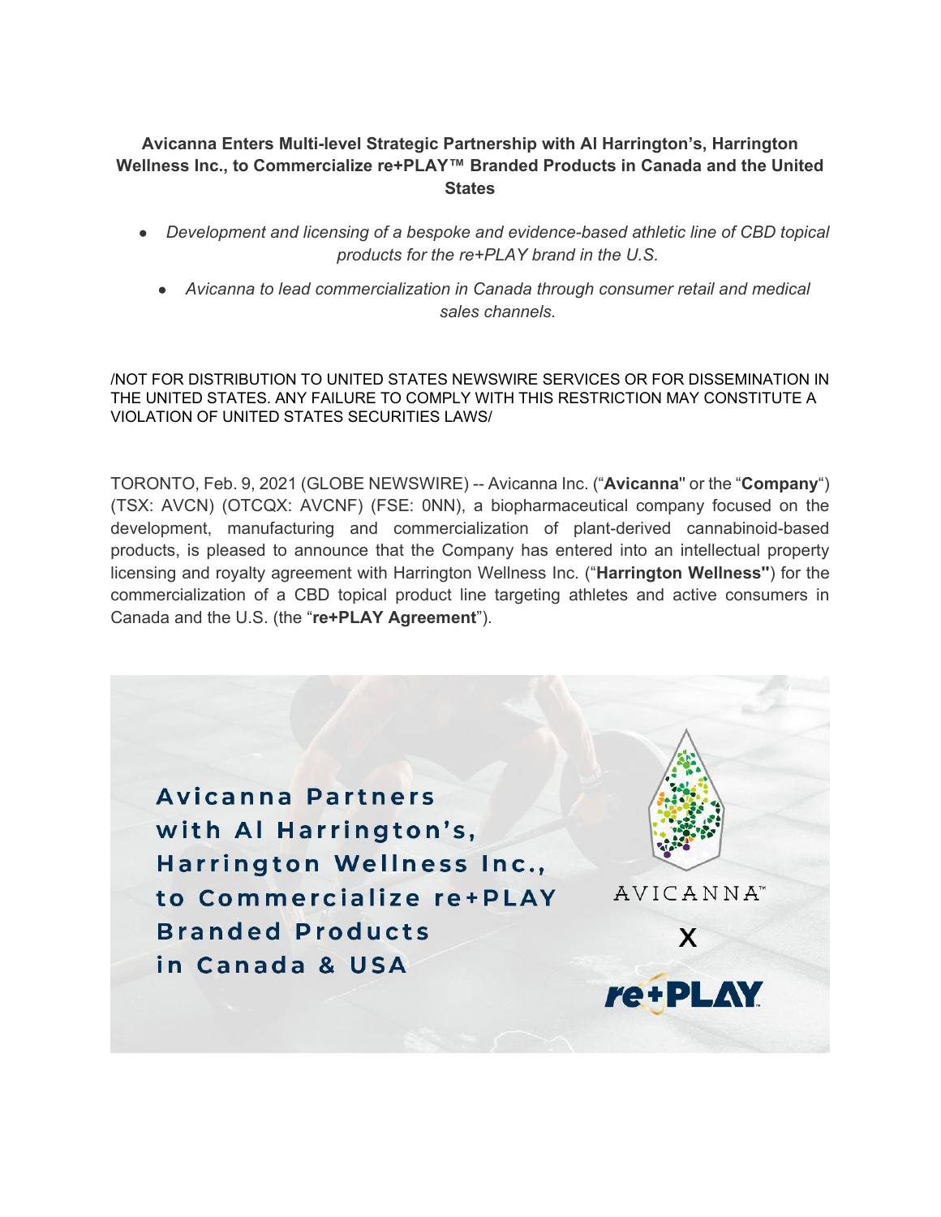**Avicanna Enters Multi-level Strategic Partnership with Al Harrington's, Harrington Wellness Inc., to Commercialize re+PLAY™ Branded Products in Canada and the United States**

- *Development and licensing of a bespoke and evidence-based athletic line of CBD topical products for the re+PLAY brand in the U.S.*
- *Avicanna to lead commercialization in Canada through consumer retail and medical sales channels.*

/NOT FOR DISTRIBUTION TO UNITED STATES NEWSWIRE SERVICES OR FOR DISSEMINATION IN THE UNITED STATES. ANY FAILURE TO COMPLY WITH THIS RESTRICTION MAY CONSTITUTE A VIOLATION OF UNITED STATES SECURITIES LAWS/

TORONTO, Feb. 9, 2021 (GLOBE NEWSWIRE) -- Avicanna Inc. ("**Avicanna**" or the "**Company**") (TSX: AVCN) (OTCQX: AVCNF) (FSE: 0NN), a biopharmaceutical company focused on the development, manufacturing and commercialization of plant-derived cannabinoid-based products, is pleased to announce that the Company has entered into an intellectual property licensing and royalty agreement with Harrington Wellness Inc. ("**Harrington Wellness"**) for the commercialization of a CBD topical product line targeting athletes and active consumers in Canada and the U.S. (the "**re+PLAY Agreement**").

Avicanna Partners with Al Harrington's, Harrington Wellness Inc., to Commercialize re+PLAY Branded Products in Canada & USA

AVICANNA™ X re+PLAY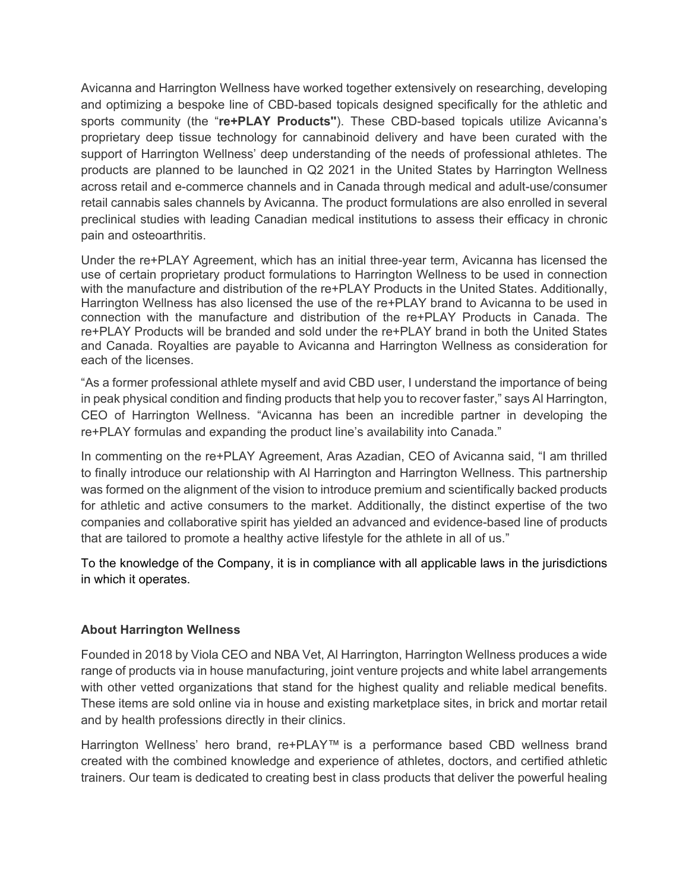Avicanna and Harrington Wellness have worked together extensively on researching, developing and optimizing a bespoke line of CBD-based topicals designed specifically for the athletic and sports community (the "**re+PLAY Products"**). These CBD-based topicals utilize Avicanna's proprietary deep tissue technology for cannabinoid delivery and have been curated with the support of Harrington Wellness' deep understanding of the needs of professional athletes. The products are planned to be launched in Q2 2021 in the United States by Harrington Wellness across retail and e-commerce channels and in Canada through medical and adult-use/consumer retail cannabis sales channels by Avicanna. The product formulations are also enrolled in several preclinical studies with leading Canadian medical institutions to assess their efficacy in chronic pain and osteoarthritis.

Under the re+PLAY Agreement, which has an initial three-year term, Avicanna has licensed the use of certain proprietary product formulations to Harrington Wellness to be used in connection with the manufacture and distribution of the re+PLAY Products in the United States. Additionally, Harrington Wellness has also licensed the use of the re+PLAY brand to Avicanna to be used in connection with the manufacture and distribution of the re+PLAY Products in Canada. The re+PLAY Products will be branded and sold under the re+PLAY brand in both the United States and Canada. Royalties are payable to Avicanna and Harrington Wellness as consideration for each of the licenses.

"As a former professional athlete myself and avid CBD user, I understand the importance of being in peak physical condition and finding products that help you to recover faster," says Al Harrington, CEO of Harrington Wellness. "Avicanna has been an incredible partner in developing the re+PLAY formulas and expanding the product line's availability into Canada."

In commenting on the re+PLAY Agreement, Aras Azadian, CEO of Avicanna said, "I am thrilled to finally introduce our relationship with Al Harrington and Harrington Wellness. This partnership was formed on the alignment of the vision to introduce premium and scientifically backed products for athletic and active consumers to the market. Additionally, the distinct expertise of the two companies and collaborative spirit has yielded an advanced and evidence-based line of products that are tailored to promote a healthy active lifestyle for the athlete in all of us."

To the knowledge of the Company, it is in compliance with all applicable laws in the jurisdictions in which it operates.

**About Harrington Wellness**

Founded in 2018 by Viola CEO and NBA Vet, Al Harrington, Harrington Wellness produces a wide range of products via in house manufacturing, joint venture projects and white label arrangements with other vetted organizations that stand for the highest quality and reliable medical benefits. These items are sold online via in house and existing marketplace sites, in brick and mortar retail and by health professions directly in their clinics.

Harrington Wellness' hero brand, re+PLAY™ is a performance based CBD wellness brand created with the combined knowledge and experience of athletes, doctors, and certified athletic trainers. Our team is dedicated to creating best in class products that deliver the powerful healing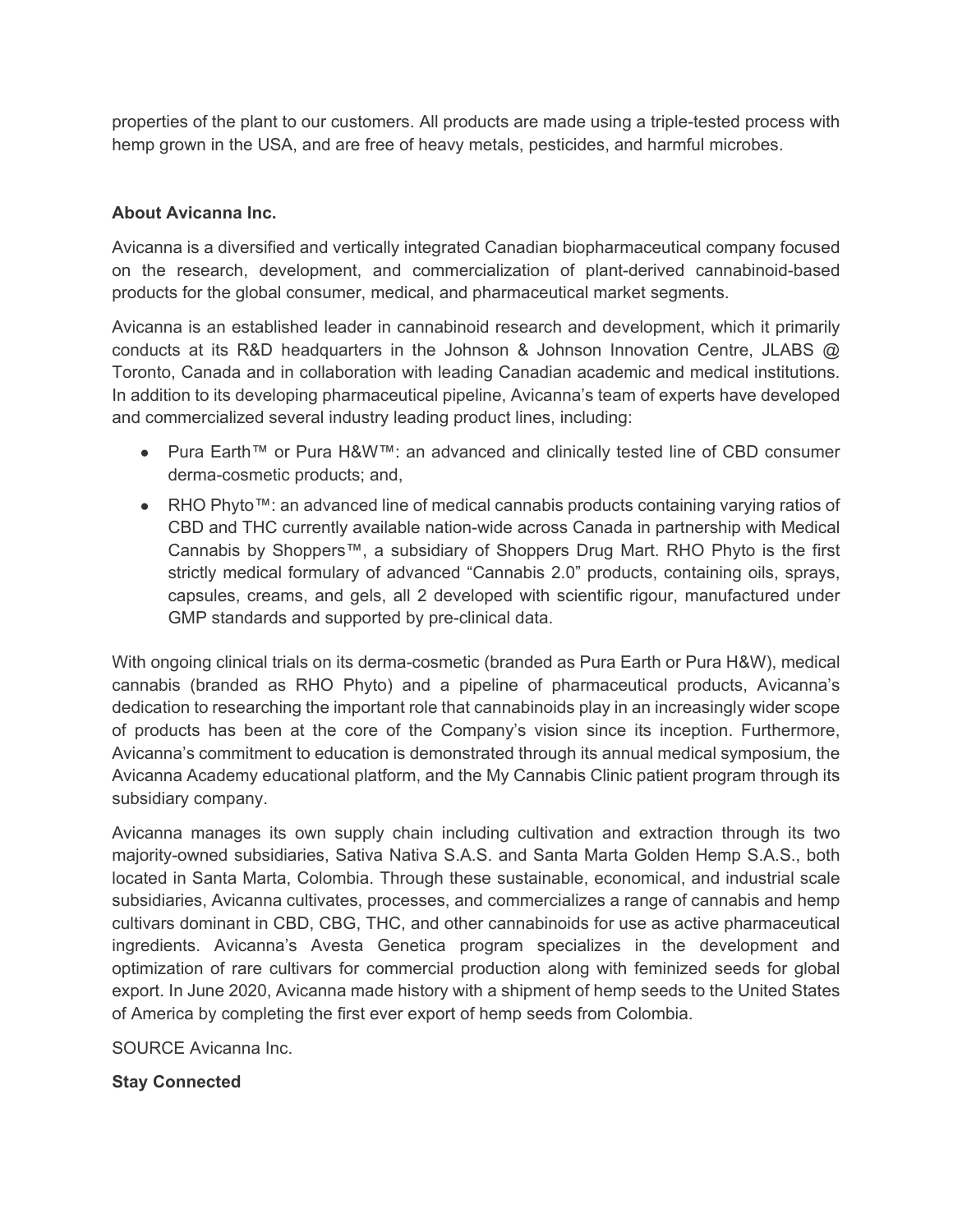properties of the plant to our customers. All products are made using a triple-tested process with hemp grown in the USA, and are free of heavy metals, pesticides, and harmful microbes.

**About Avicanna Inc.**

Avicanna is a diversified and vertically integrated Canadian biopharmaceutical company focused on the research, development, and commercialization of plant-derived cannabinoid-based products for the global consumer, medical, and pharmaceutical market segments.

Avicanna is an established leader in cannabinoid research and development, which it primarily conducts at its R&D headquarters in the Johnson & Johnson Innovation Centre, JLABS @ Toronto, Canada and in collaboration with leading Canadian academic and medical institutions. In addition to its developing pharmaceutical pipeline, Avicanna's team of experts have developed and commercialized several industry leading product lines, including:

- Pura Earth™ or Pura H&W™: an advanced and clinically tested line of CBD consumer derma-cosmetic products; and,
- RHO Phyto™: an advanced line of medical cannabis products containing varying ratios of CBD and THC currently available nation-wide across Canada in partnership with Medical Cannabis by Shoppers™, a subsidiary of Shoppers Drug Mart. RHO Phyto is the first strictly medical formulary of advanced "Cannabis 2.0" products, containing oils, sprays, capsules, creams, and gels, all 2 developed with scientific rigour, manufactured under GMP standards and supported by pre-clinical data.

With ongoing clinical trials on its derma-cosmetic (branded as Pura Earth or Pura H&W), medical cannabis (branded as RHO Phyto) and a pipeline of pharmaceutical products, Avicanna's dedication to researching the important role that cannabinoids play in an increasingly wider scope of products has been at the core of the Company's vision since its inception. Furthermore, Avicanna's commitment to education is demonstrated through its annual medical symposium, the Avicanna Academy educational platform, and the My Cannabis Clinic patient program through its subsidiary company.

Avicanna manages its own supply chain including cultivation and extraction through its two majority-owned subsidiaries, Sativa Nativa S.A.S. and Santa Marta Golden Hemp S.A.S., both located in Santa Marta, Colombia. Through these sustainable, economical, and industrial scale subsidiaries, Avicanna cultivates, processes, and commercializes a range of cannabis and hemp cultivars dominant in CBD, CBG, THC, and other cannabinoids for use as active pharmaceutical ingredients. Avicanna's Avesta Genetica program specializes in the development and optimization of rare cultivars for commercial production along with feminized seeds for global export. In June 2020, Avicanna made history with a shipment of hemp seeds to the United States of America by completing the first ever export of hemp seeds from Colombia.

SOURCE Avicanna Inc.

**Stay Connected**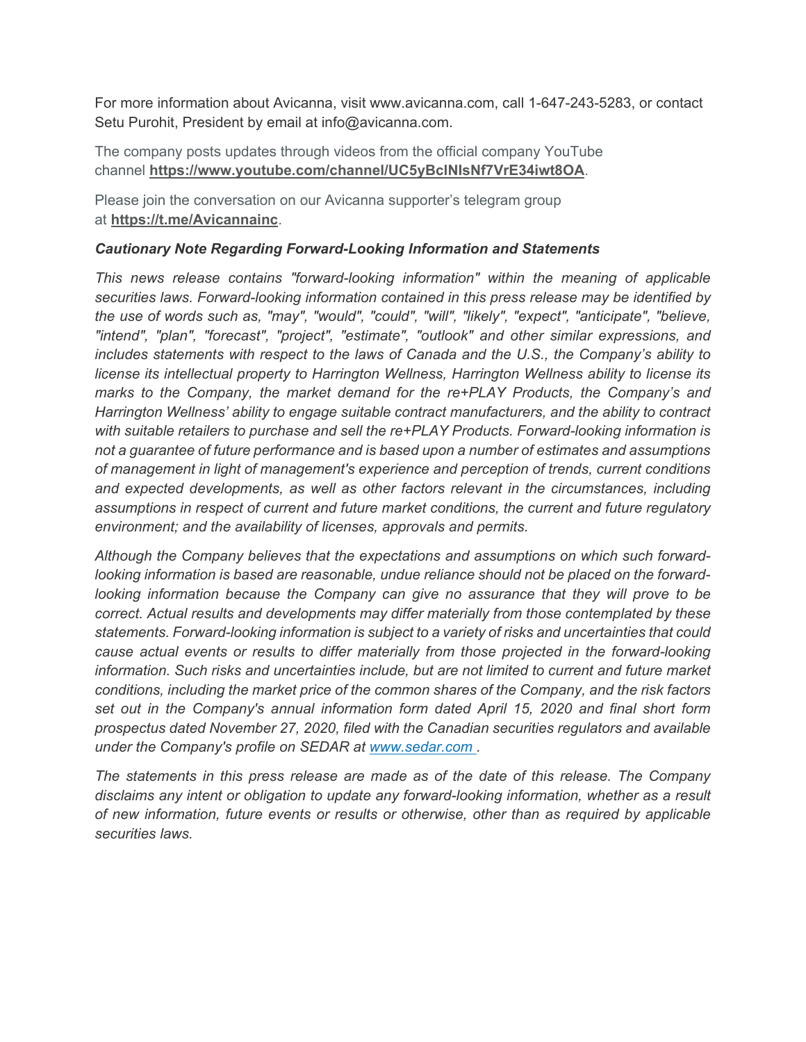For more information about Avicanna, visit www.avicanna.com, call 1-647-243-5283, or contact Setu Purohit, President by email at info@avicanna.com.

The company posts updates through videos from the official company YouTube channel **https://www.youtube.com/channel/UC5yBcINlsNf7VrE34iwt8OA**.

Please join the conversation on our Avicanna supporter's telegram group at **https://t.me/Avicannainc**.

***Cautionary Note Regarding Forward-Looking Information and Statements***

*This news release contains "forward-looking information" within the meaning of applicable securities laws. Forward-looking information contained in this press release may be identified by the use of words such as, "may", "would", "could", "will", "likely", "expect", "anticipate", "believe, "intend", "plan", "forecast", "project", "estimate", "outlook" and other similar expressions, and includes statements with respect to the laws of Canada and the U.S., the Company's ability to license its intellectual property to Harrington Wellness, Harrington Wellness ability to license its marks to the Company, the market demand for the re+PLAY Products, the Company's and Harrington Wellness' ability to engage suitable contract manufacturers, and the ability to contract with suitable retailers to purchase and sell the re+PLAY Products. Forward-looking information is not a guarantee of future performance and is based upon a number of estimates and assumptions of management in light of management's experience and perception of trends, current conditions and expected developments, as well as other factors relevant in the circumstances, including assumptions in respect of current and future market conditions, the current and future regulatory environment; and the availability of licenses, approvals and permits.*

*Although the Company believes that the expectations and assumptions on which such forward-looking information is based are reasonable, undue reliance should not be placed on the forward-looking information because the Company can give no assurance that they will prove to be correct. Actual results and developments may differ materially from those contemplated by these statements. Forward-looking information is subject to a variety of risks and uncertainties that could cause actual events or results to differ materially from those projected in the forward-looking information. Such risks and uncertainties include, but are not limited to current and future market conditions, including the market price of the common shares of the Company, and the risk factors set out in the Company's annual information form dated April 15, 2020 and final short form prospectus dated November 27, 2020, filed with the Canadian securities regulators and available under the Company's profile on SEDAR at www.sedar.com .*

*The statements in this press release are made as of the date of this release. The Company disclaims any intent or obligation to update any forward-looking information, whether as a result of new information, future events or results or otherwise, other than as required by applicable securities laws.*